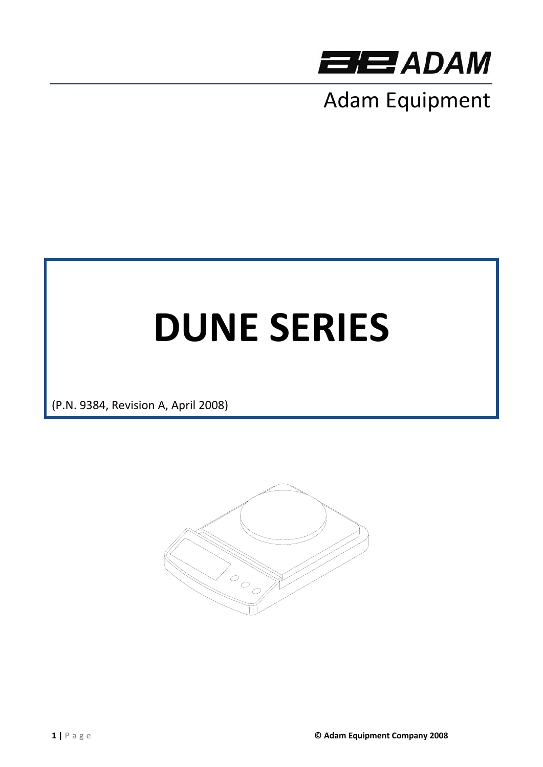ADAM

Adam Equipment

# DUNE SERIES

(P.N. 9384, Revision A, April 2008)

**© Adam Equipment Company 2008**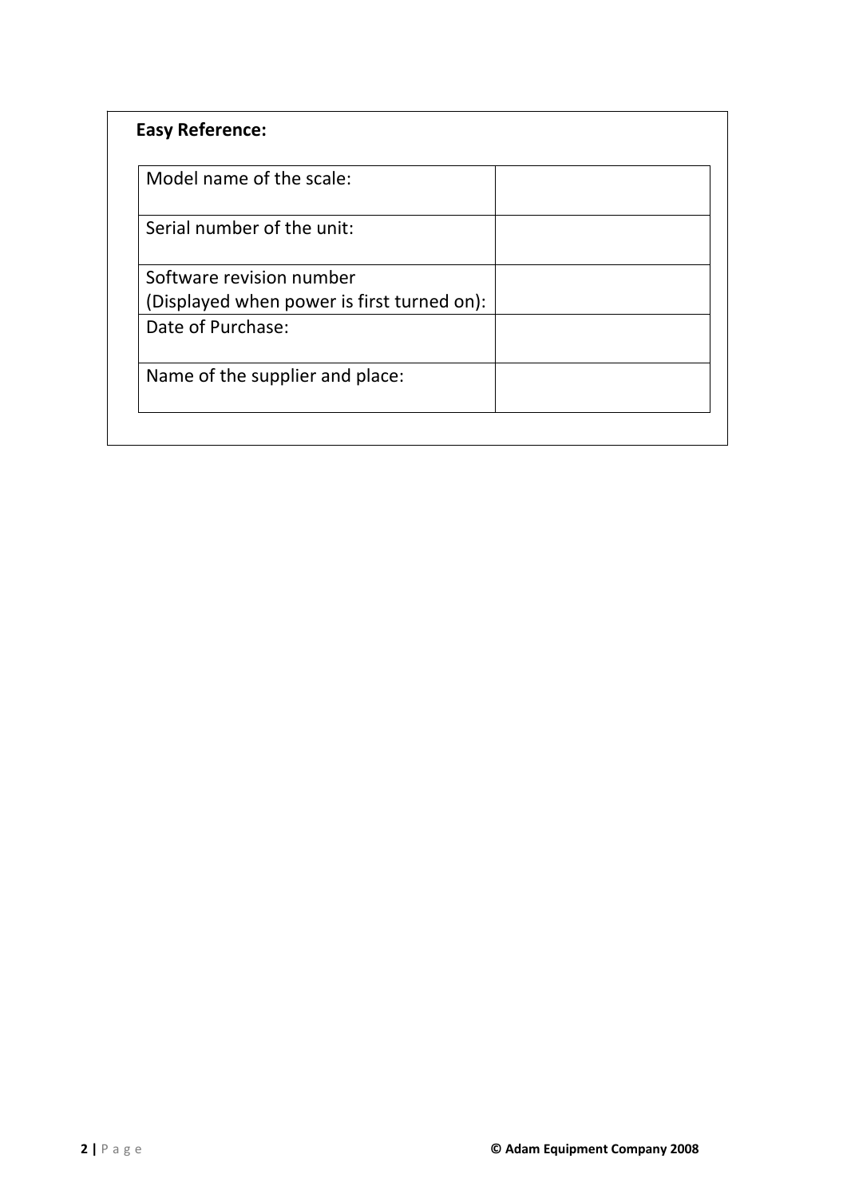**Easy Reference:**

| | |
|---|---|
| Model name of the scale: | |
| Serial number of the unit: | |
| Software revision number (Displayed when power is first turned on): | |
| Date of Purchase: | |
| Name of the supplier and place: | |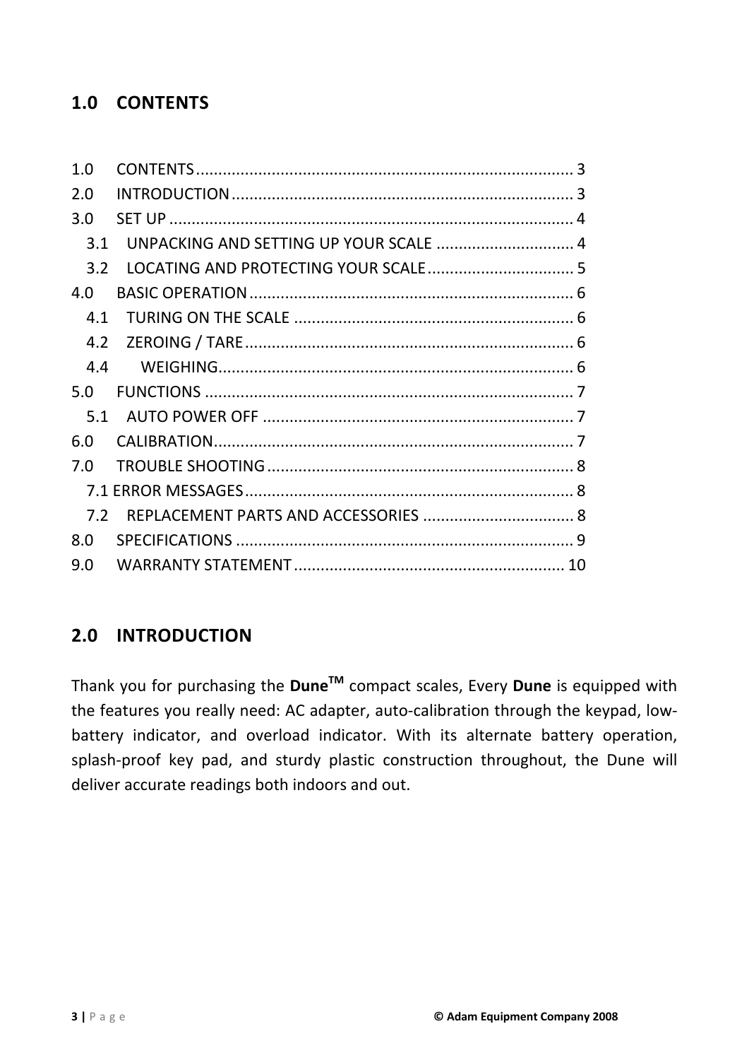## 1.0 CONTENTS

1.0 CONTENTS .................................................................................... 3
2.0 INTRODUCTION ............................................................................ 3
3.0 SET UP .......................................................................................... 4
  3.1 UNPACKING AND SETTING UP YOUR SCALE ............................... 4
  3.2 LOCATING AND PROTECTING YOUR SCALE ................................ 5
4.0 BASIC OPERATION ......................................................................... 6
  4.1 TURING ON THE SCALE .............................................................. 6
  4.2 ZEROING / TARE .......................................................................... 6
  4.4 WEIGHING ................................................................................ 6
5.0 FUNCTIONS ................................................................................... 7
  5.1 AUTO POWER OFF ..................................................................... 7
6.0 CALIBRATION ................................................................................. 7
7.0 TROUBLE SHOOTING .................................................................... 8
  7.1 ERROR MESSAGES ......................................................................... 8
  7.2 REPLACEMENT PARTS AND ACCESSORIES .................................. 8
8.0 SPECIFICATIONS ............................................................................ 9
9.0 WARRANTY STATEMENT ............................................................ 10

## 2.0 INTRODUCTION

Thank you for purchasing the **Dune™** compact scales, Every **Dune** is equipped with the features you really need: AC adapter, auto-calibration through the keypad, low-battery indicator, and overload indicator. With its alternate battery operation, splash-proof key pad, and sturdy plastic construction throughout, the Dune will deliver accurate readings both indoors and out.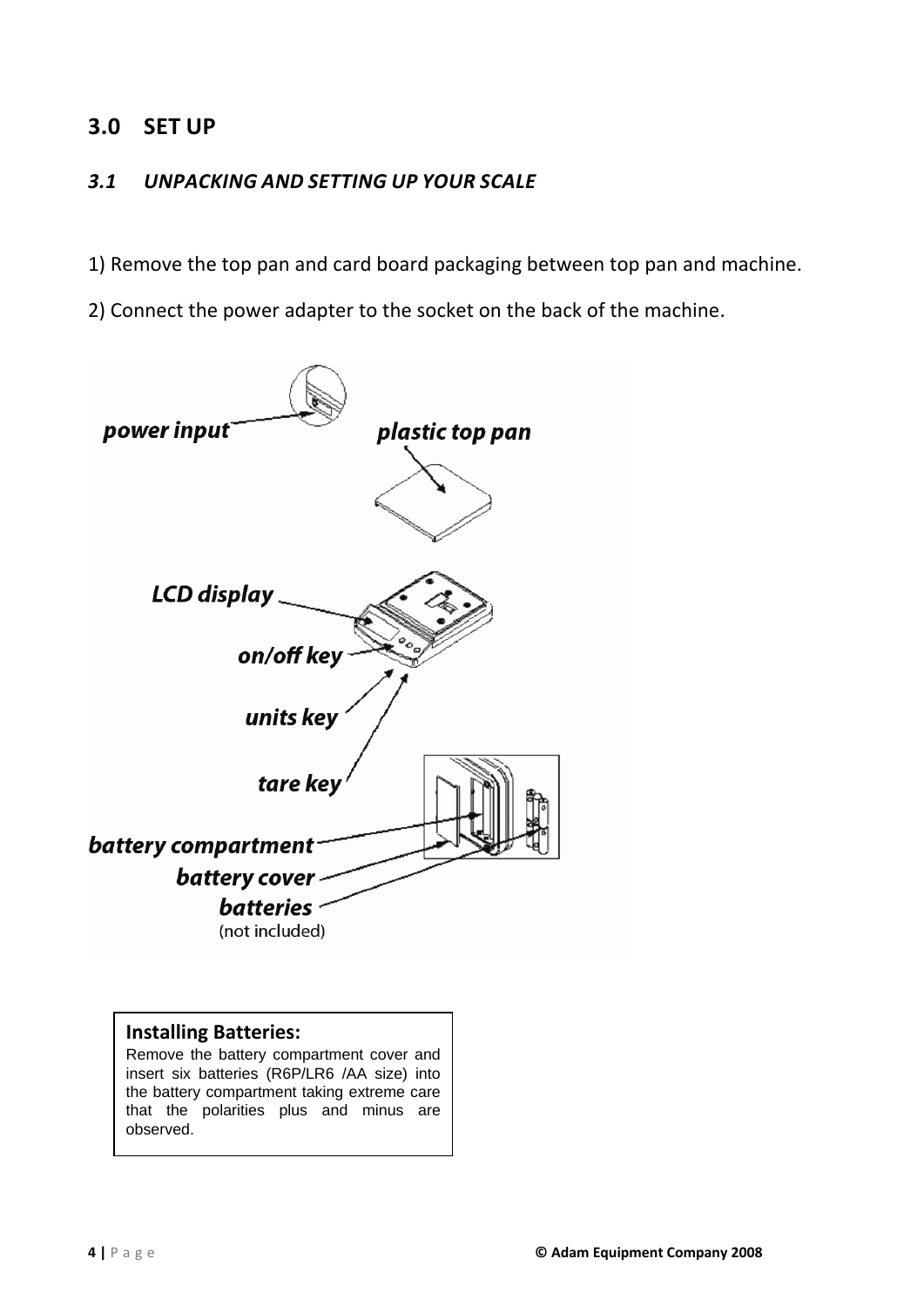## 3.0 SET UP

### *3.1 UNPACKING AND SETTING UP YOUR SCALE*

1) Remove the top pan and card board packaging between top pan and machine.

2) Connect the power adapter to the socket on the back of the machine.

**power input**

**plastic top pan**

**LCD display**

**on/off key**

**units key**

**tare key**

**battery compartment**

**battery cover**

**batteries**
(not included)

**Installing Batteries:**
Remove the battery compartment cover and insert six batteries (R6P/LR6 /AA size) into the battery compartment taking extreme care that the polarities plus and minus are observed.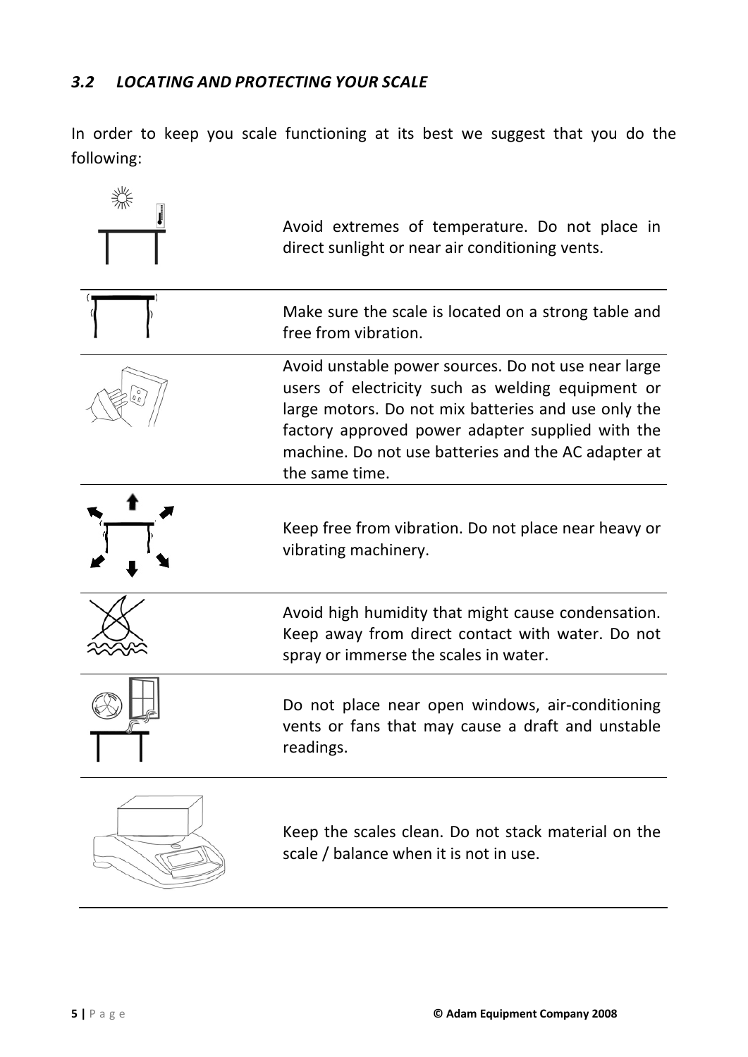### *3.2 LOCATING AND PROTECTING YOUR SCALE*

In order to keep you scale functioning at its best we suggest that you do the following:

Avoid extremes of temperature. Do not place in direct sunlight or near air conditioning vents.

Make sure the scale is located on a strong table and free from vibration.

Avoid unstable power sources. Do not use near large users of electricity such as welding equipment or large motors. Do not mix batteries and use only the factory approved power adapter supplied with the machine. Do not use batteries and the AC adapter at the same time.

Keep free from vibration. Do not place near heavy or vibrating machinery.

Avoid high humidity that might cause condensation. Keep away from direct contact with water. Do not spray or immerse the scales in water.

Do not place near open windows, air-conditioning vents or fans that may cause a draft and unstable readings.

Keep the scales clean. Do not stack material on the scale / balance when it is not in use.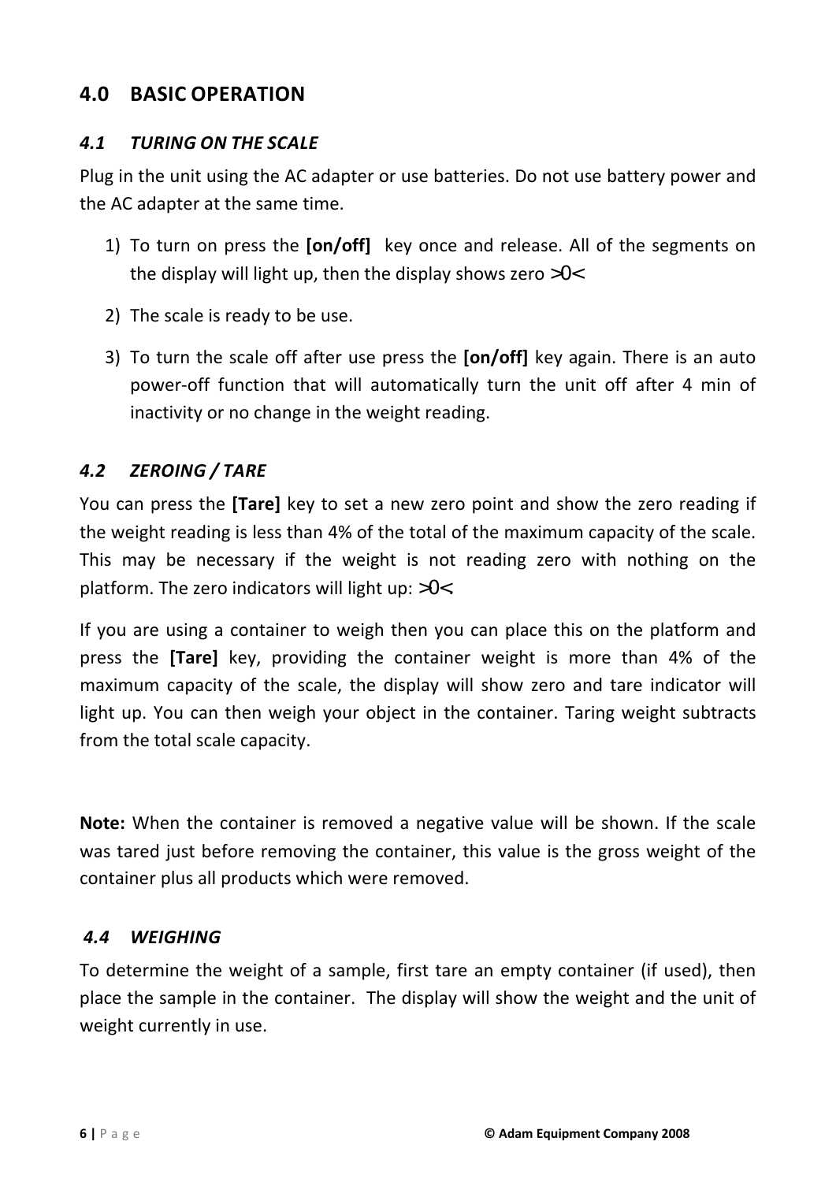## 4.0 BASIC OPERATION

### *4.1 TURING ON THE SCALE*

Plug in the unit using the AC adapter or use batteries. Do not use battery power and the AC adapter at the same time.

1) To turn on press the **[on/off]** key once and release. All of the segments on the display will light up, then the display shows zero >0<
2) The scale is ready to be use.
3) To turn the scale off after use press the **[on/off]** key again. There is an auto power-off function that will automatically turn the unit off after 4 min of inactivity or no change in the weight reading.

### *4.2 ZEROING / TARE*

You can press the **[Tare]** key to set a new zero point and show the zero reading if the weight reading is less than 4% of the total of the maximum capacity of the scale. This may be necessary if the weight is not reading zero with nothing on the platform. The zero indicators will light up: >0<.

If you are using a container to weigh then you can place this on the platform and press the **[Tare]** key, providing the container weight is more than 4% of the maximum capacity of the scale, the display will show zero and tare indicator will light up. You can then weigh your object in the container. Taring weight subtracts from the total scale capacity.

**Note:** When the container is removed a negative value will be shown. If the scale was tared just before removing the container, this value is the gross weight of the container plus all products which were removed.

### *4.4 WEIGHING*

To determine the weight of a sample, first tare an empty container (if used), then place the sample in the container. The display will show the weight and the unit of weight currently in use.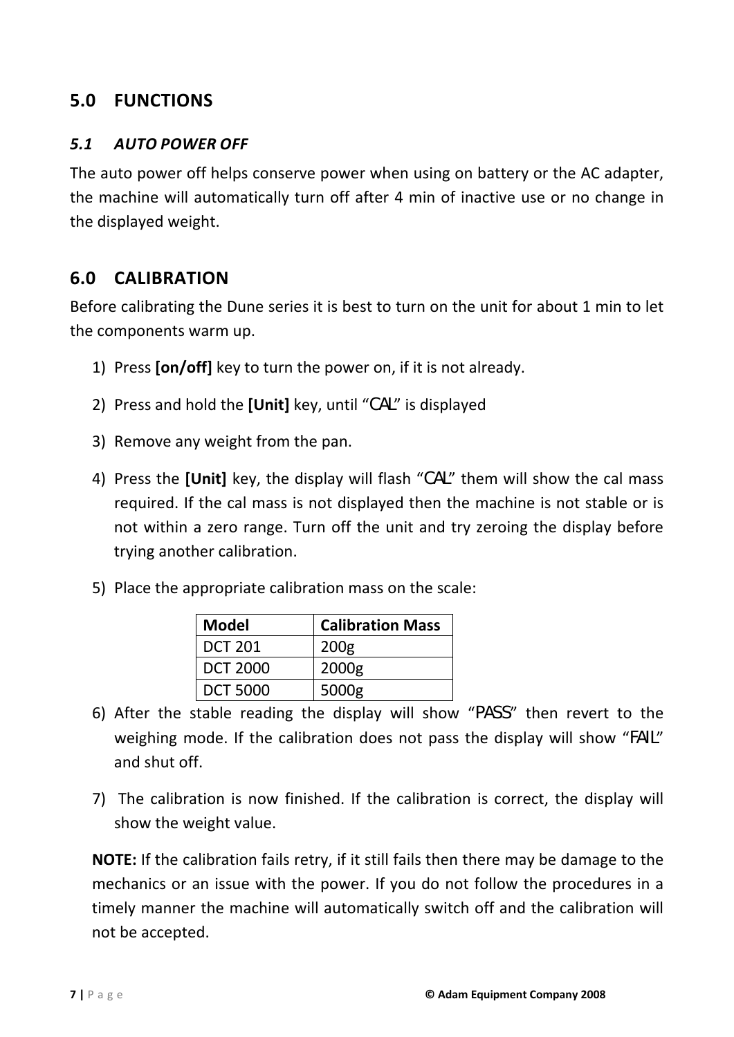## 5.0 FUNCTIONS

### *5.1 AUTO POWER OFF*

The auto power off helps conserve power when using on battery or the AC adapter, the machine will automatically turn off after 4 min of inactive use or no change in the displayed weight.

## 6.0 CALIBRATION

Before calibrating the Dune series it is best to turn on the unit for about 1 min to let the components warm up.

1) Press **[on/off]** key to turn the power on, if it is not already.
2) Press and hold the **[Unit]** key, until "CAL" is displayed
3) Remove any weight from the pan.
4) Press the **[Unit]** key, the display will flash "CAL" them will show the cal mass required. If the cal mass is not displayed then the machine is not stable or is not within a zero range. Turn off the unit and try zeroing the display before trying another calibration.
5) Place the appropriate calibration mass on the scale:

| **Model** | **Calibration Mass** |
|---|---|
| DCT 201 | 200g |
| DCT 2000 | 2000g |
| DCT 5000 | 5000g |

6) After the stable reading the display will show "PASS" then revert to the weighing mode. If the calibration does not pass the display will show "FAIL" and shut off.
7) The calibration is now finished. If the calibration is correct, the display will show the weight value.

**NOTE:** If the calibration fails retry, if it still fails then there may be damage to the mechanics or an issue with the power. If you do not follow the procedures in a timely manner the machine will automatically switch off and the calibration will not be accepted.

© Adam Equipment Company 2008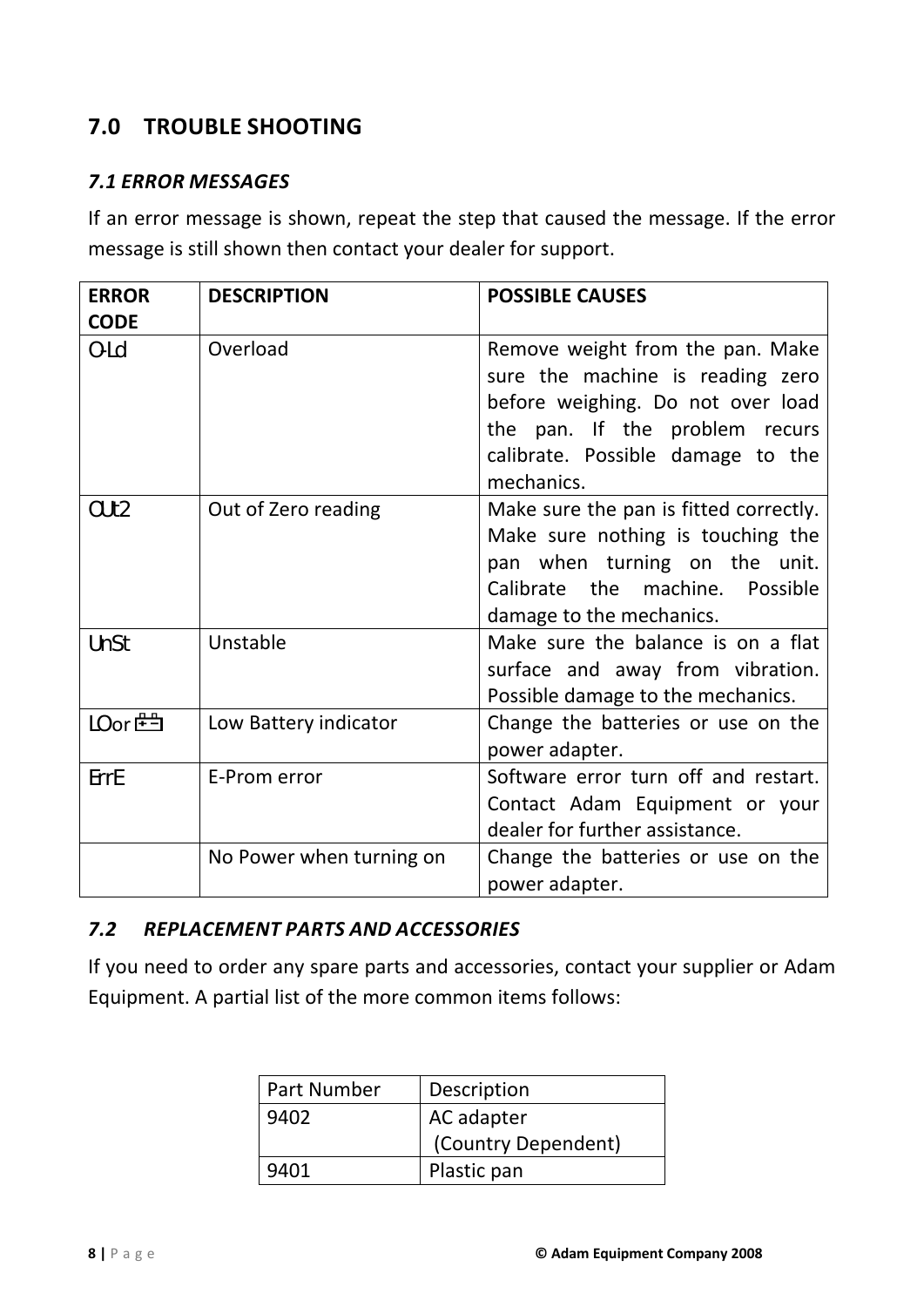## 7.0 TROUBLE SHOOTING

### *7.1 ERROR MESSAGES*

If an error message is shown, repeat the step that caused the message. If the error message is still shown then contact your dealer for support.

| ERROR CODE | DESCRIPTION | POSSIBLE CAUSES |
|---|---|---|
| O-Ld | Overload | Remove weight from the pan. Make sure the machine is reading zero before weighing. Do not over load the pan. If the problem recurs calibrate. Possible damage to the mechanics. |
| OUt2 | Out of Zero reading | Make sure the pan is fitted correctly. Make sure nothing is touching the pan when turning on the unit. Calibrate the machine. Possible damage to the mechanics. |
| UnSt | Unstable | Make sure the balance is on a flat surface and away from vibration. Possible damage to the mechanics. |
| LO or [battery symbol] | Low Battery indicator | Change the batteries or use on the power adapter. |
| ErrE | E-Prom error | Software error turn off and restart. Contact Adam Equipment or your dealer for further assistance. |
| | No Power when turning on | Change the batteries or use on the power adapter. |

### *7.2 REPLACEMENT PARTS AND ACCESSORIES*

If you need to order any spare parts and accessories, contact your supplier or Adam Equipment. A partial list of the more common items follows:

| Part Number | Description |
|---|---|
| 9402 | AC adapter (Country Dependent) |
| 9401 | Plastic pan |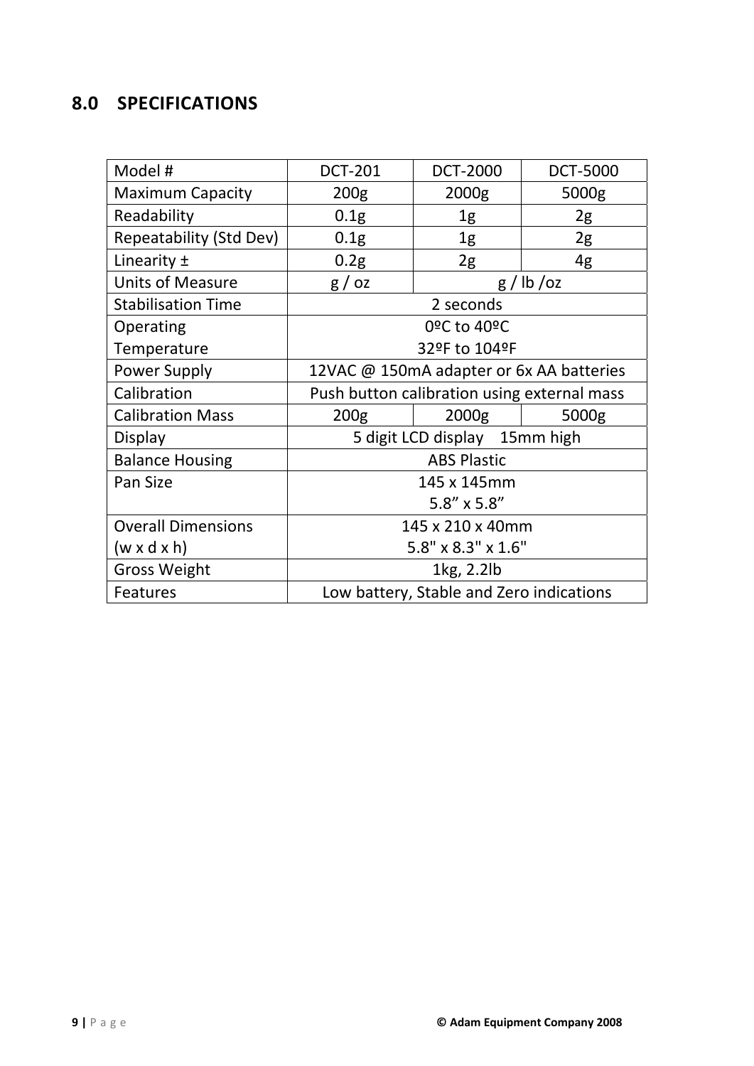## 8.0 SPECIFICATIONS

| Model # | DCT-201 | DCT-2000 | DCT-5000 |
|---|---|---|---|
| Maximum Capacity | 200g | 2000g | 5000g |
| Readability | 0.1g | 1g | 2g |
| Repeatability (Std Dev) | 0.1g | 1g | 2g |
| Linearity ± | 0.2g | 2g | 4g |
| Units of Measure | g / oz | g / lb /oz | |
| Stabilisation Time | 2 seconds | | |
| Operating Temperature | 0ºC to 40ºC<br>32ºF to 104ºF | | |
| Power Supply | 12VAC @ 150mA adapter or 6x AA batteries | | |
| Calibration | Push button calibration using external mass | | |
| Calibration Mass | 200g | 2000g | 5000g |
| Display | 5 digit LCD display 15mm high | | |
| Balance Housing | ABS Plastic | | |
| Pan Size | 145 x 145mm<br>5.8" x 5.8" | | |
| Overall Dimensions (w x d x h) | 145 x 210 x 40mm<br>5.8" x 8.3" x 1.6" | | |
| Gross Weight | 1kg, 2.2lb | | |
| Features | Low battery, Stable and Zero indications | | |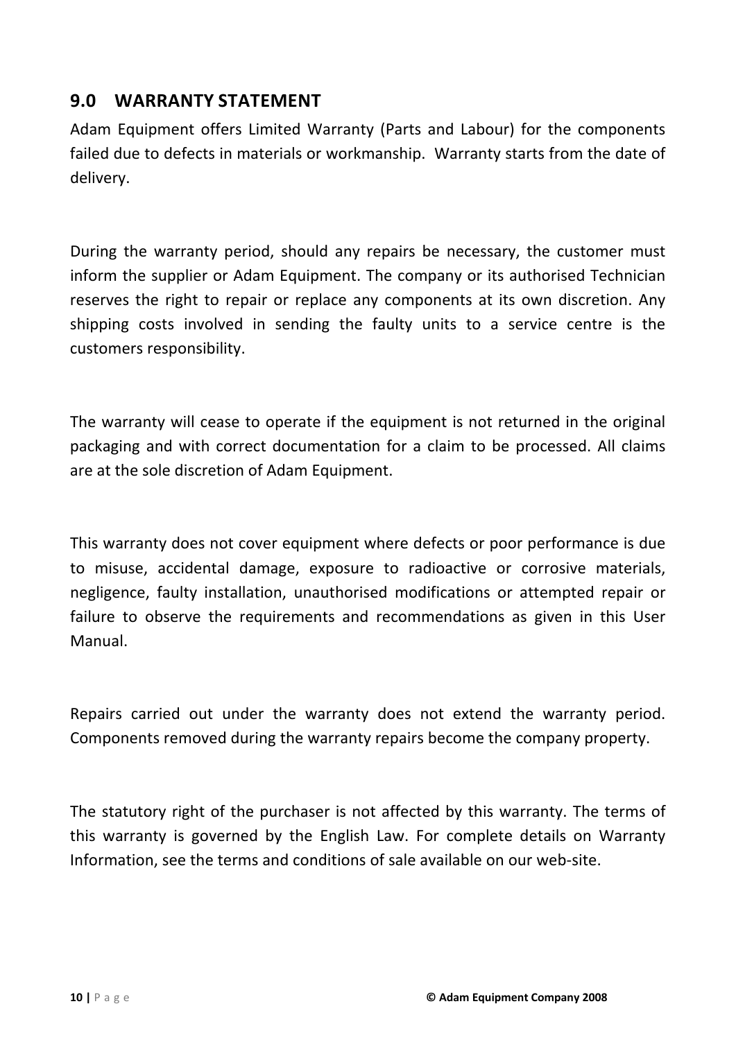## 9.0 WARRANTY STATEMENT

Adam Equipment offers Limited Warranty (Parts and Labour) for the components failed due to defects in materials or workmanship. Warranty starts from the date of delivery.

During the warranty period, should any repairs be necessary, the customer must inform the supplier or Adam Equipment. The company or its authorised Technician reserves the right to repair or replace any components at its own discretion. Any shipping costs involved in sending the faulty units to a service centre is the customers responsibility.

The warranty will cease to operate if the equipment is not returned in the original packaging and with correct documentation for a claim to be processed. All claims are at the sole discretion of Adam Equipment.

This warranty does not cover equipment where defects or poor performance is due to misuse, accidental damage, exposure to radioactive or corrosive materials, negligence, faulty installation, unauthorised modifications or attempted repair or failure to observe the requirements and recommendations as given in this User Manual.

Repairs carried out under the warranty does not extend the warranty period. Components removed during the warranty repairs become the company property.

The statutory right of the purchaser is not affected by this warranty. The terms of this warranty is governed by the English Law. For complete details on Warranty Information, see the terms and conditions of sale available on our web-site.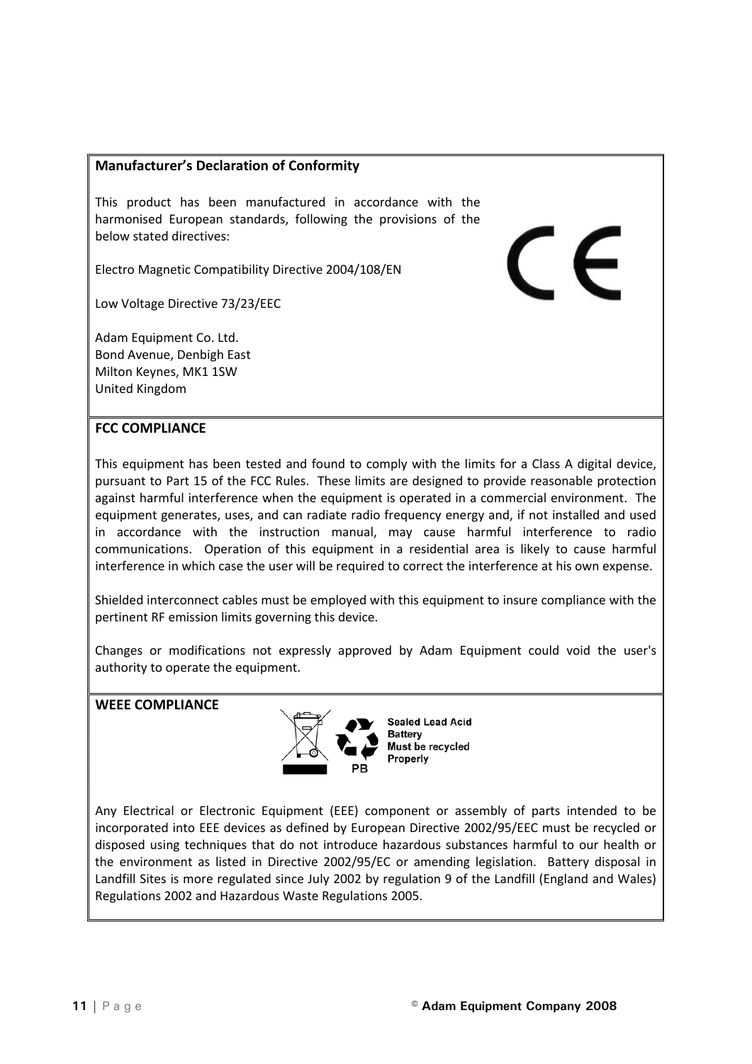**Manufacturer's Declaration of Conformity**

This product has been manufactured in accordance with the harmonised European standards, following the provisions of the below stated directives:

Electro Magnetic Compatibility Directive 2004/108/EN

Low Voltage Directive 73/23/EEC

Adam Equipment Co. Ltd.
Bond Avenue, Denbigh East
Milton Keynes, MK1 1SW
United Kingdom

**FCC COMPLIANCE**

This equipment has been tested and found to comply with the limits for a Class A digital device, pursuant to Part 15 of the FCC Rules. These limits are designed to provide reasonable protection against harmful interference when the equipment is operated in a commercial environment. The equipment generates, uses, and can radiate radio frequency energy and, if not installed and used in accordance with the instruction manual, may cause harmful interference to radio communications. Operation of this equipment in a residential area is likely to cause harmful interference in which case the user will be required to correct the interference at his own expense.

Shielded interconnect cables must be employed with this equipment to insure compliance with the pertinent RF emission limits governing this device.

Changes or modifications not expressly approved by Adam Equipment could void the user's authority to operate the equipment.

**WEEE COMPLIANCE**

PB

Sealed Lead Acid Battery Must be recycled Properly

Any Electrical or Electronic Equipment (EEE) component or assembly of parts intended to be incorporated into EEE devices as defined by European Directive 2002/95/EEC must be recycled or disposed using techniques that do not introduce hazardous substances harmful to our health or the environment as listed in Directive 2002/95/EC or amending legislation. Battery disposal in Landfill Sites is more regulated since July 2002 by regulation 9 of the Landfill (England and Wales) Regulations 2002 and Hazardous Waste Regulations 2005.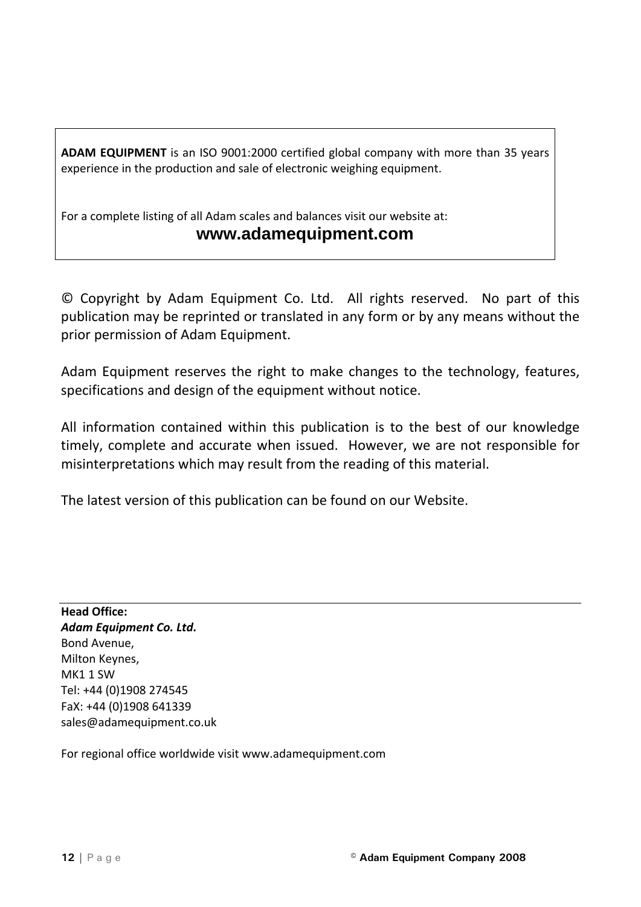**ADAM EQUIPMENT** is an ISO 9001:2000 certified global company with more than 35 years experience in the production and sale of electronic weighing equipment.

For a complete listing of all Adam scales and balances visit our website at:

**www.adamequipment.com**

© Copyright by Adam Equipment Co. Ltd. All rights reserved. No part of this publication may be reprinted or translated in any form or by any means without the prior permission of Adam Equipment.

Adam Equipment reserves the right to make changes to the technology, features, specifications and design of the equipment without notice.

All information contained within this publication is to the best of our knowledge timely, complete and accurate when issued. However, we are not responsible for misinterpretations which may result from the reading of this material.

The latest version of this publication can be found on our Website.

---

**Head Office:**
***Adam Equipment Co. Ltd.***
Bond Avenue,
Milton Keynes,
MK1 1 SW
Tel: +44 (0)1908 274545
FaX: +44 (0)1908 641339
sales@adamequipment.co.uk

For regional office worldwide visit www.adamequipment.com